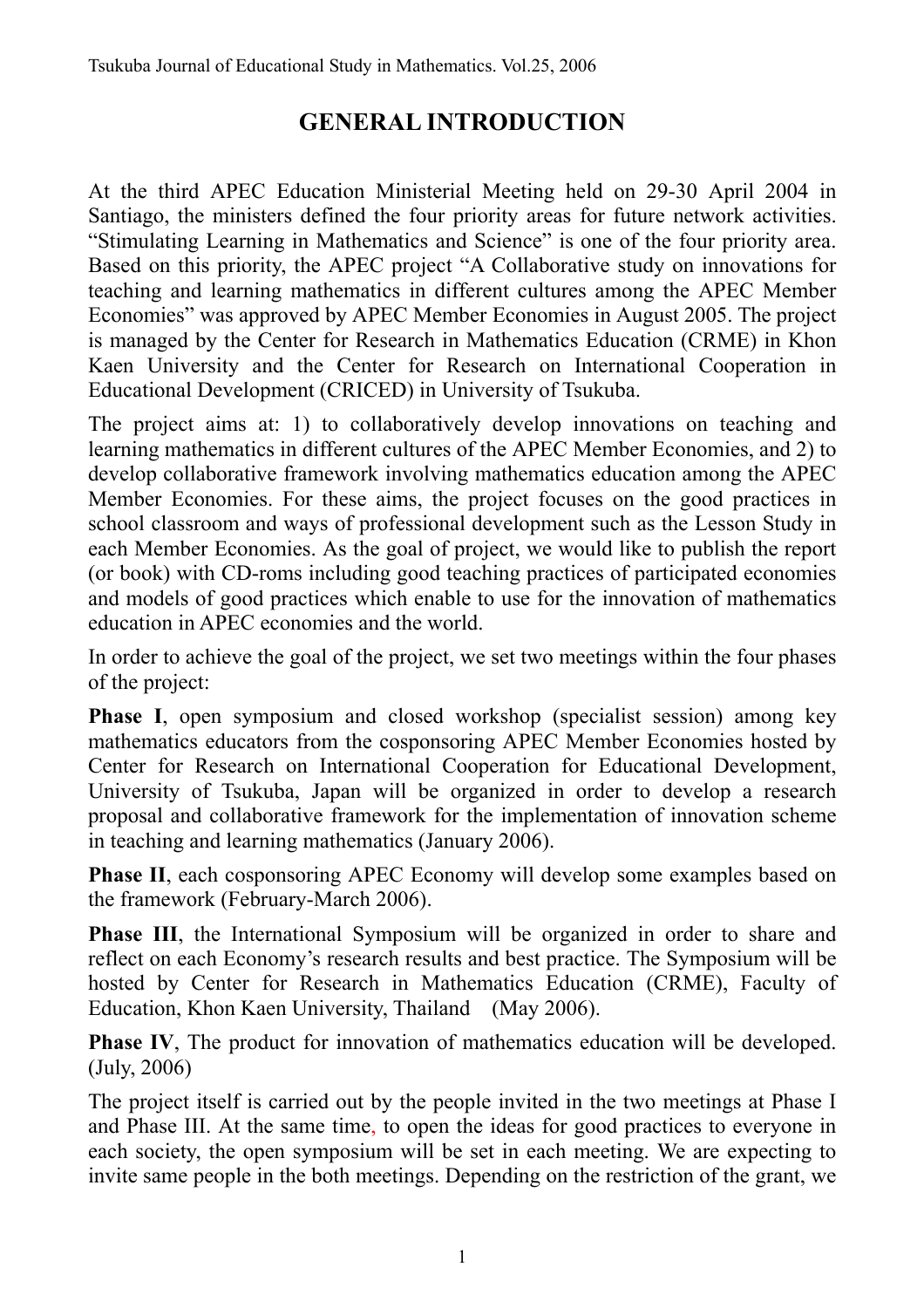# GENERAL INTRODUCTION

At the third APEC Education Ministerial Meeting held on 29-30 April 2004 in Santiago, the ministers defined the four priority areas for future network activities. “Stimulating Learning in Mathematics and Science” is one of the four priority area. Based on this priority, the APEC project “A Collaborative study on innovations for teaching and learning mathematics in different cultures among the APEC Member Economies” was approved by APEC Member Economies in August 2005. The project is managed by the Center for Research in Mathematics Education (CRME) in Khon Kaen University and the Center for Research on International Cooperation in Educational Development (CRICED) in University of Tsukuba.

The project aims at: 1) to collaboratively develop innovations on teaching and learning mathematics in different cultures of the APEC Member Economies, and 2) to develop collaborative framework involving mathematics education among the APEC Member Economies. For these aims, the project focuses on the good practices in school classroom and ways of professional development such as the Lesson Study in each Member Economies. As the goal of project, we would like to publish the report (or book) with CD-roms including good teaching practices of participated economies and models of good practices which enable to use for the innovation of mathematics education in APEC economies and the world.

In order to achieve the goal of the project, we set two meetings within the four phases of the project:

**Phase I**, open symposium and closed workshop (specialist session) among key mathematics educators from the cosponsoring APEC Member Economies hosted by Center for Research on International Cooperation for Educational Development, University of Tsukuba, Japan will be organized in order to develop a research proposal and collaborative framework for the implementation of innovation scheme in teaching and learning mathematics (January 2006).

**Phase II**, each cosponsoring APEC Economy will develop some examples based on the framework (February-March 2006).

**Phase III**, the International Symposium will be organized in order to share and reflect on each Economy’s research results and best practice. The Symposium will be hosted by Center for Research in Mathematics Education (CRME), Faculty of Education, Khon Kaen University, Thailand (May 2006).

**Phase IV**, The product for innovation of mathematics education will be developed. (July, 2006)

The project itself is carried out by the people invited in the two meetings at Phase I and Phase III. At the same time, to open the ideas for good practices to everyone in each society, the open symposium will be set in each meeting. We are expecting to invite same people in the both meetings. Depending on the restriction of the grant, we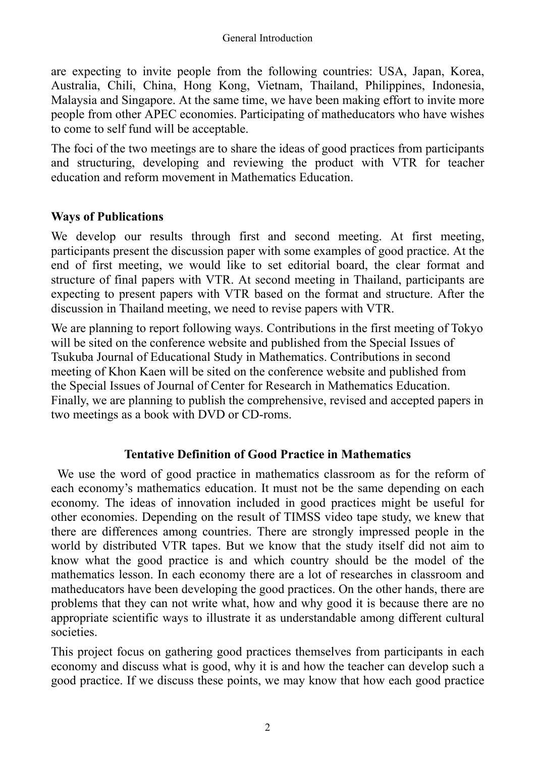are expecting to invite people from the following countries: USA, Japan, Korea, Australia, Chili, China, Hong Kong, Vietnam, Thailand, Philippines, Indonesia, Malaysia and Singapore. At the same time, we have been making effort to invite more people from other APEC economies. Participating of matheducators who have wishes to come to self fund will be acceptable.

The foci of the two meetings are to share the ideas of good practices from participants and structuring, developing and reviewing the product with VTR for teacher education and reform movement in Mathematics Education.

## Ways of Publications

We develop our results through first and second meeting. At first meeting, participants present the discussion paper with some examples of good practice. At the end of first meeting, we would like to set editorial board, the clear format and structure of final papers with VTR. At second meeting in Thailand, participants are expecting to present papers with VTR based on the format and structure. After the discussion in Thailand meeting, we need to revise papers with VTR.

We are planning to report following ways. Contributions in the first meeting of Tokyo will be sited on the conference website and published from the Special Issues of Tsukuba Journal of Educational Study in Mathematics. Contributions in second meeting of Khon Kaen will be sited on the conference website and published from the Special Issues of Journal of Center for Research in Mathematics Education. Finally, we are planning to publish the comprehensive, revised and accepted papers in two meetings as a book with DVD or CD-roms.

## Tentative Definition of Good Practice in Mathematics

We use the word of good practice in mathematics classroom as for the reform of each economy's mathematics education. It must not be the same depending on each economy. The ideas of innovation included in good practices might be useful for other economies. Depending on the result of TIMSS video tape study, we knew that there are differences among countries. There are strongly impressed people in the world by distributed VTR tapes. But we know that the study itself did not aim to know what the good practice is and which country should be the model of the mathematics lesson. In each economy there are a lot of researches in classroom and matheducators have been developing the good practices. On the other hands, there are problems that they can not write what, how and why good it is because there are no appropriate scientific ways to illustrate it as understandable among different cultural societies.

This project focus on gathering good practices themselves from participants in each economy and discuss what is good, why it is and how the teacher can develop such a good practice. If we discuss these points, we may know that how each good practice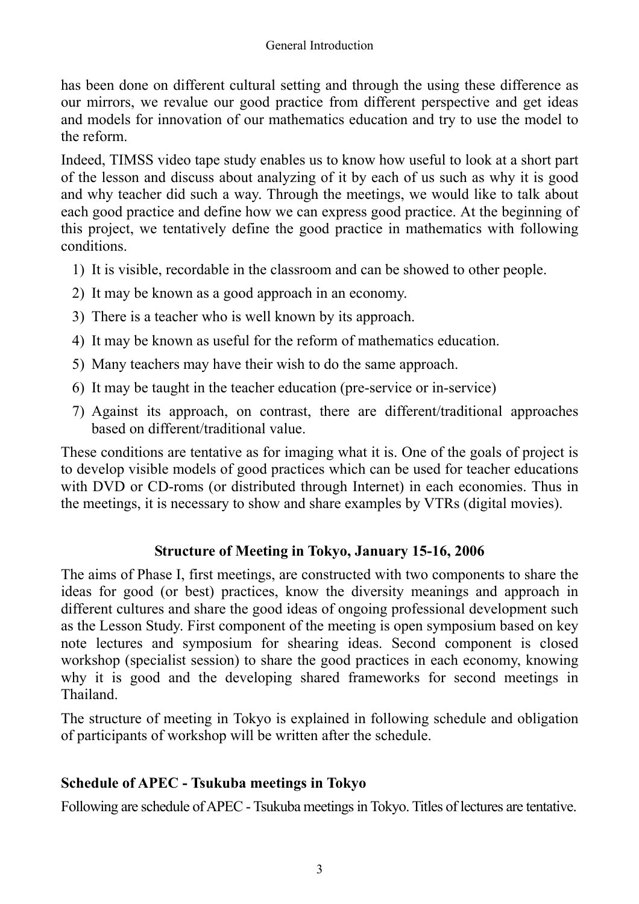has been done on different cultural setting and through the using these difference as our mirrors, we revalue our good practice from different perspective and get ideas and models for innovation of our mathematics education and try to use the model to the reform.

Indeed, TIMSS video tape study enables us to know how useful to look at a short part of the lesson and discuss about analyzing of it by each of us such as why it is good and why teacher did such a way. Through the meetings, we would like to talk about each good practice and define how we can express good practice. At the beginning of this project, we tentatively define the good practice in mathematics with following conditions.

1) It is visible, recordable in the classroom and can be showed to other people.
2) It may be known as a good approach in an economy.
3) There is a teacher who is well known by its approach.
4) It may be known as useful for the reform of mathematics education.
5) Many teachers may have their wish to do the same approach.
6) It may be taught in the teacher education (pre-service or in-service)
7) Against its approach, on contrast, there are different/traditional approaches based on different/traditional value.

These conditions are tentative as for imaging what it is. One of the goals of project is to develop visible models of good practices which can be used for teacher educations with DVD or CD-roms (or distributed through Internet) in each economies. Thus in the meetings, it is necessary to show and share examples by VTRs (digital movies).

## Structure of Meeting in Tokyo, January 15-16, 2006

The aims of Phase I, first meetings, are constructed with two components to share the ideas for good (or best) practices, know the diversity meanings and approach in different cultures and share the good ideas of ongoing professional development such as the Lesson Study. First component of the meeting is open symposium based on key note lectures and symposium for shearing ideas. Second component is closed workshop (specialist session) to share the good practices in each economy, knowing why it is good and the developing shared frameworks for second meetings in Thailand.

The structure of meeting in Tokyo is explained in following schedule and obligation of participants of workshop will be written after the schedule.

### Schedule of APEC - Tsukuba meetings in Tokyo

Following are schedule of APEC - Tsukuba meetings in Tokyo. Titles of lectures are tentative.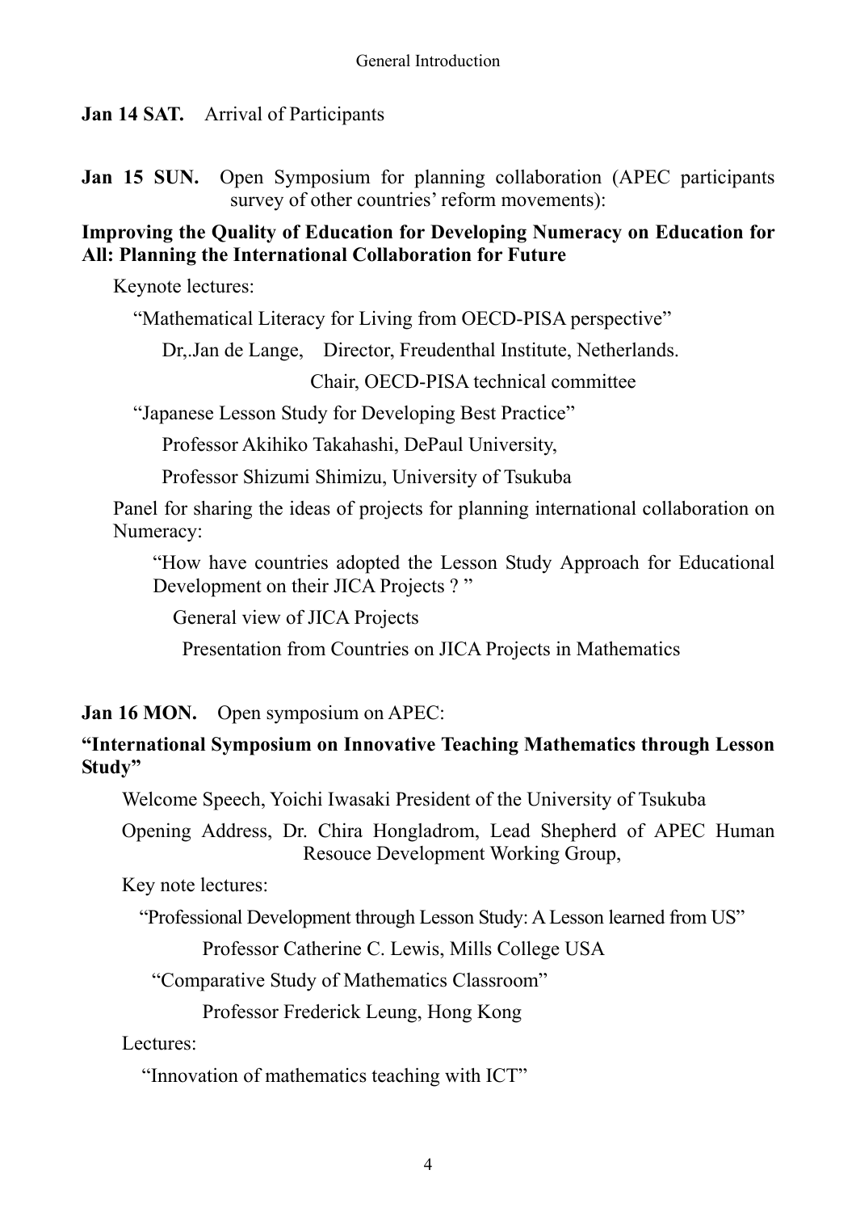**Jan 14 SAT.** Arrival of Participants

**Jan 15 SUN.** Open Symposium for planning collaboration (APEC participants survey of other countries' reform movements):

**Improving the Quality of Education for Developing Numeracy on Education for All: Planning the International Collaboration for Future**

Keynote lectures:

"Mathematical Literacy for Living from OECD-PISA perspective"

Dr,.Jan de Lange, Director, Freudenthal Institute, Netherlands.

Chair, OECD-PISA technical committee

"Japanese Lesson Study for Developing Best Practice"

Professor Akihiko Takahashi, DePaul University,

Professor Shizumi Shimizu, University of Tsukuba

Panel for sharing the ideas of projects for planning international collaboration on Numeracy:

"How have countries adopted the Lesson Study Approach for Educational Development on their JICA Projects ? "

General view of JICA Projects

Presentation from Countries on JICA Projects in Mathematics

**Jan 16 MON.** Open symposium on APEC:

**"International Symposium on Innovative Teaching Mathematics through Lesson Study"**

Welcome Speech, Yoichi Iwasaki President of the University of Tsukuba

Opening Address, Dr. Chira Hongladrom, Lead Shepherd of APEC Human Resouce Development Working Group,

Key note lectures:

"Professional Development through Lesson Study: A Lesson learned from US"

Professor Catherine C. Lewis, Mills College USA

"Comparative Study of Mathematics Classroom"

Professor Frederick Leung, Hong Kong

Lectures:

"Innovation of mathematics teaching with ICT"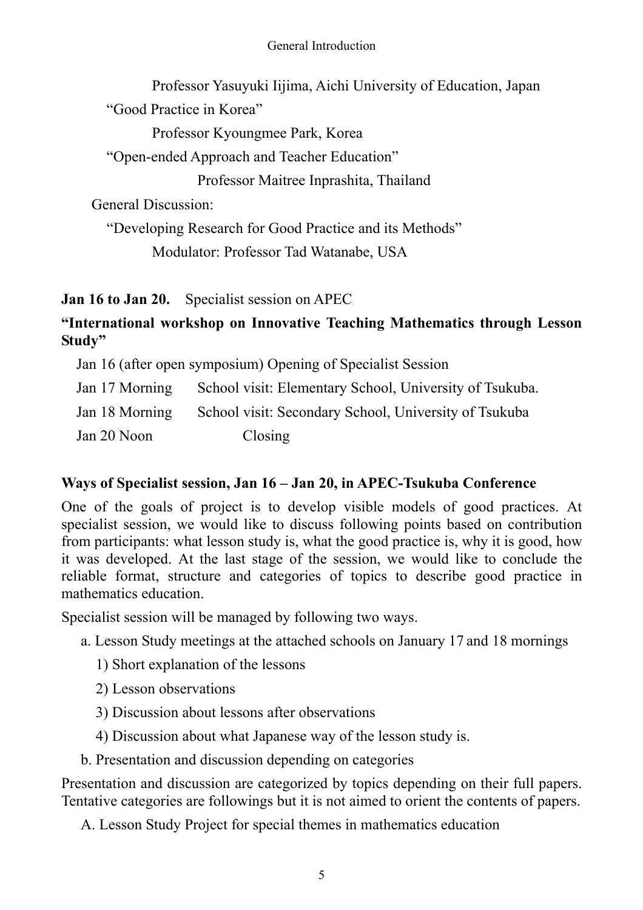Professor Yasuyuki Iijima, Aichi University of Education, Japan

"Good Practice in Korea"

Professor Kyoungmee Park, Korea

"Open-ended Approach and Teacher Education"

Professor Maitree Inprashita, Thailand

General Discussion:

"Developing Research for Good Practice and its Methods"

Modulator: Professor Tad Watanabe, USA

**Jan 16 to Jan 20.** Specialist session on APEC

**"International workshop on Innovative Teaching Mathematics through Lesson Study"**

Jan 16 (after open symposium) Opening of Specialist Session

Jan 17 Morning School visit: Elementary School, University of Tsukuba.

Jan 18 Morning School visit: Secondary School, University of Tsukuba

Jan 20 Noon Closing

**Ways of Specialist session, Jan 16 – Jan 20, in APEC-Tsukuba Conference**

One of the goals of project is to develop visible models of good practices. At specialist session, we would like to discuss following points based on contribution from participants: what lesson study is, what the good practice is, why it is good, how it was developed. At the last stage of the session, we would like to conclude the reliable format, structure and categories of topics to describe good practice in mathematics education.

Specialist session will be managed by following two ways.

a. Lesson Study meetings at the attached schools on January 17 and 18 mornings

1) Short explanation of the lessons

2) Lesson observations

3) Discussion about lessons after observations

4) Discussion about what Japanese way of the lesson study is.

b. Presentation and discussion depending on categories

Presentation and discussion are categorized by topics depending on their full papers. Tentative categories are followings but it is not aimed to orient the contents of papers.

A. Lesson Study Project for special themes in mathematics education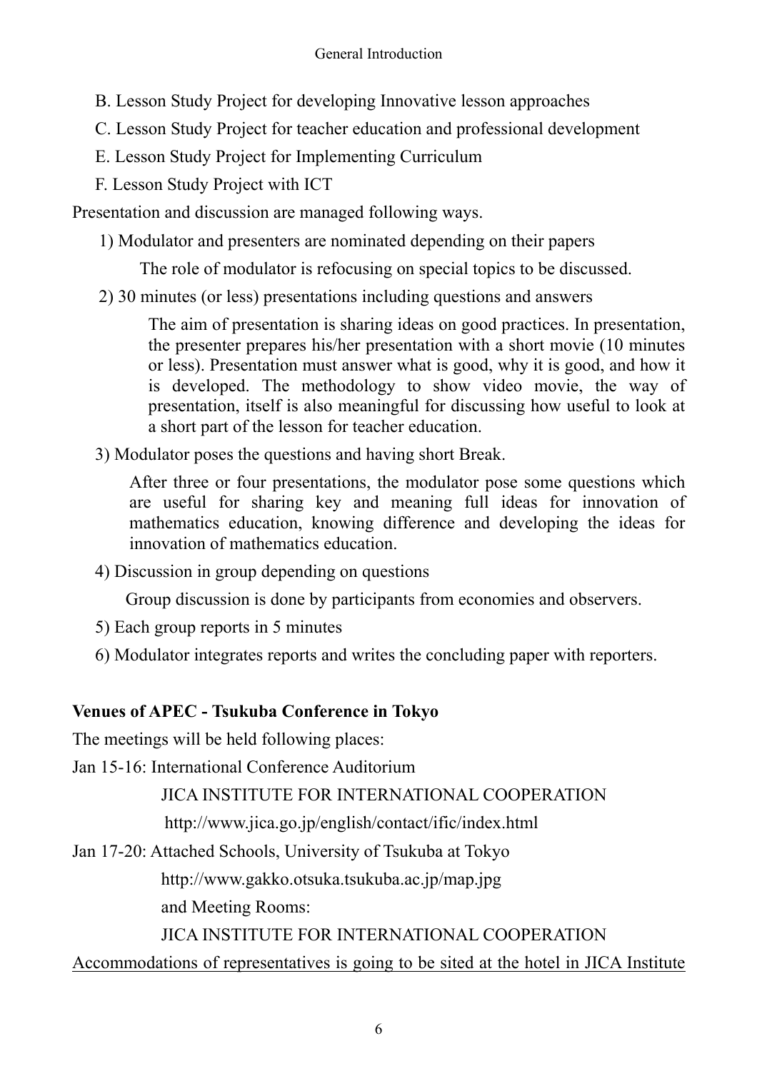B. Lesson Study Project for developing Innovative lesson approaches

C. Lesson Study Project for teacher education and professional development

E. Lesson Study Project for Implementing Curriculum

F. Lesson Study Project with ICT

Presentation and discussion are managed following ways.

1) Modulator and presenters are nominated depending on their papers

The role of modulator is refocusing on special topics to be discussed.

2) 30 minutes (or less) presentations including questions and answers

The aim of presentation is sharing ideas on good practices. In presentation, the presenter prepares his/her presentation with a short movie (10 minutes or less). Presentation must answer what is good, why it is good, and how it is developed. The methodology to show video movie, the way of presentation, itself is also meaningful for discussing how useful to look at a short part of the lesson for teacher education.

3) Modulator poses the questions and having short Break.

After three or four presentations, the modulator pose some questions which are useful for sharing key and meaning full ideas for innovation of mathematics education, knowing difference and developing the ideas for innovation of mathematics education.

4) Discussion in group depending on questions

Group discussion is done by participants from economies and observers.

5) Each group reports in 5 minutes

6) Modulator integrates reports and writes the concluding paper with reporters.

**Venues of APEC - Tsukuba Conference in Tokyo**

The meetings will be held following places:

Jan 15-16: International Conference Auditorium

JICA INSTITUTE FOR INTERNATIONAL COOPERATION

http://www.jica.go.jp/english/contact/ific/index.html

Jan 17-20: Attached Schools, University of Tsukuba at Tokyo

http://www.gakko.otsuka.tsukuba.ac.jp/map.jpg

and Meeting Rooms:

JICA INSTITUTE FOR INTERNATIONAL COOPERATION

<u>Accommodations of representatives is going to be sited at the hotel in JICA Institute</u>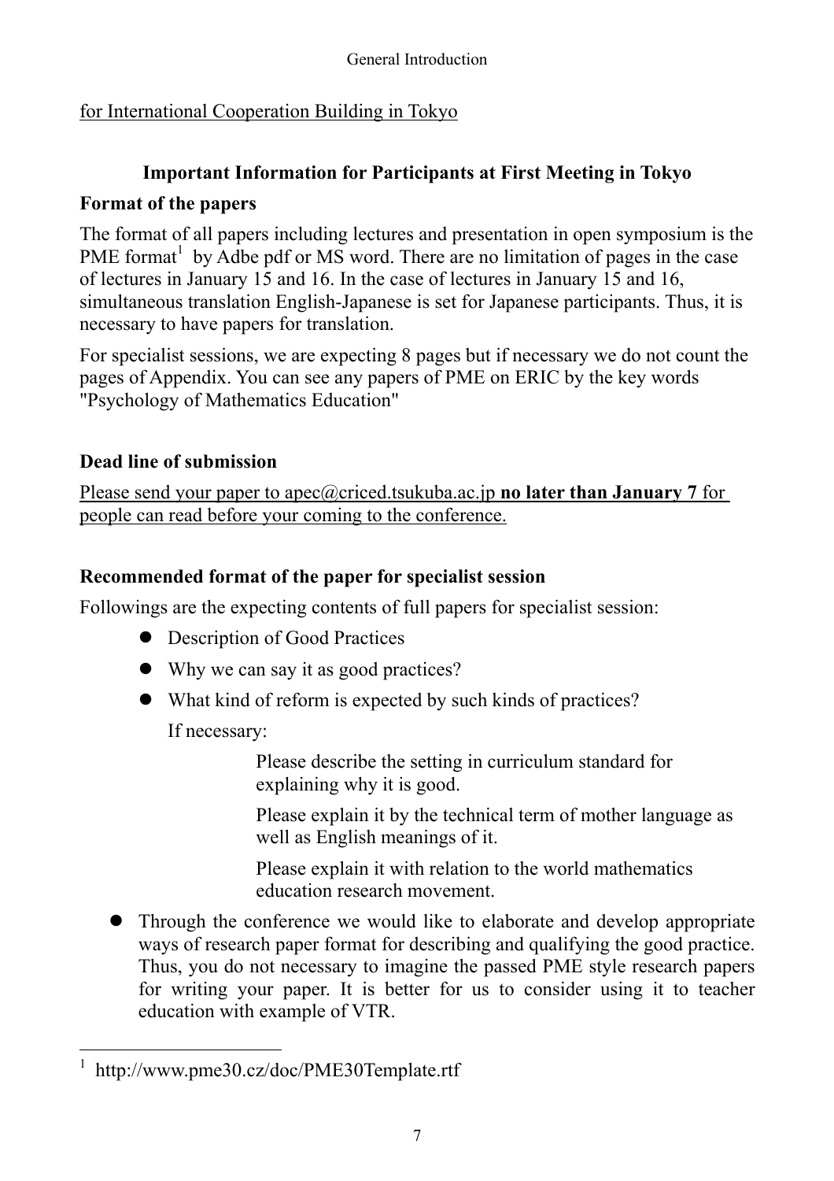for International Cooperation Building in Tokyo

## Important Information for Participants at First Meeting in Tokyo

**Format of the papers**

The format of all papers including lectures and presentation in open symposium is the PME format[1] by Adbe pdf or MS word. There are no limitation of pages in the case of lectures in January 15 and 16. In the case of lectures in January 15 and 16, simultaneous translation English-Japanese is set for Japanese participants. Thus, it is necessary to have papers for translation.

For specialist sessions, we are expecting 8 pages but if necessary we do not count the pages of Appendix. You can see any papers of PME on ERIC by the key words "Psychology of Mathematics Education"

**Dead line of submission**

Please send your paper to apec@criced.tsukuba.ac.jp **no later than January 7** for people can read before your coming to the conference.

**Recommended format of the paper for specialist session**

Followings are the expecting contents of full papers for specialist session:

- Description of Good Practices
- Why we can say it as good practices?
- What kind of reform is expected by such kinds of practices?

  If necessary:

  Please describe the setting in curriculum standard for explaining why it is good.

  Please explain it by the technical term of mother language as well as English meanings of it.

  Please explain it with relation to the world mathematics education research movement.

- Through the conference we would like to elaborate and develop appropriate ways of research paper format for describing and qualifying the good practice. Thus, you do not necessary to imagine the passed PME style research papers for writing your paper. It is better for us to consider using it to teacher education with example of VTR.

---

[1] http://www.pme30.cz/doc/PME30Template.rtf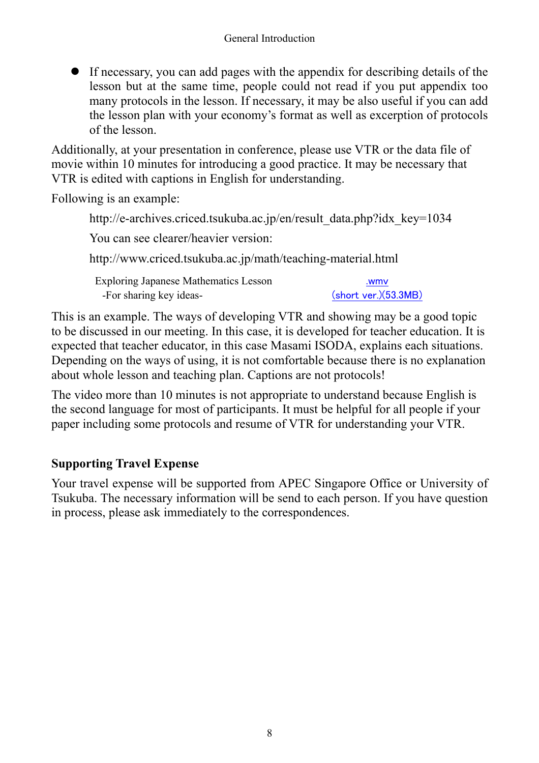- If necessary, you can add pages with the appendix for describing details of the lesson but at the same time, people could not read if you put appendix too many protocols in the lesson. If necessary, it may be also useful if you can add the lesson plan with your economy's format as well as excerption of protocols of the lesson.

Additionally, at your presentation in conference, please use VTR or the data file of movie within 10 minutes for introducing a good practice. It may be necessary that VTR is edited with captions in English for understanding.

Following is an example:

http://e-archives.criced.tsukuba.ac.jp/en/result_data.php?idx_key=1034

You can see clearer/heavier version:

http://www.criced.tsukuba.ac.jp/math/teaching-material.html

| Exploring Japanese Mathematics Lesson -For sharing key ideas- | .wmv (short ver.)(53.3MB) |
|---|---|

This is an example. The ways of developing VTR and showing may be a good topic to be discussed in our meeting. In this case, it is developed for teacher education. It is expected that teacher educator, in this case Masami ISODA, explains each situations. Depending on the ways of using, it is not comfortable because there is no explanation about whole lesson and teaching plan. Captions are not protocols!

The video more than 10 minutes is not appropriate to understand because English is the second language for most of participants. It must be helpful for all people if your paper including some protocols and resume of VTR for understanding your VTR.

## Supporting Travel Expense

Your travel expense will be supported from APEC Singapore Office or University of Tsukuba. The necessary information will be send to each person. If you have question in process, please ask immediately to the correspondences.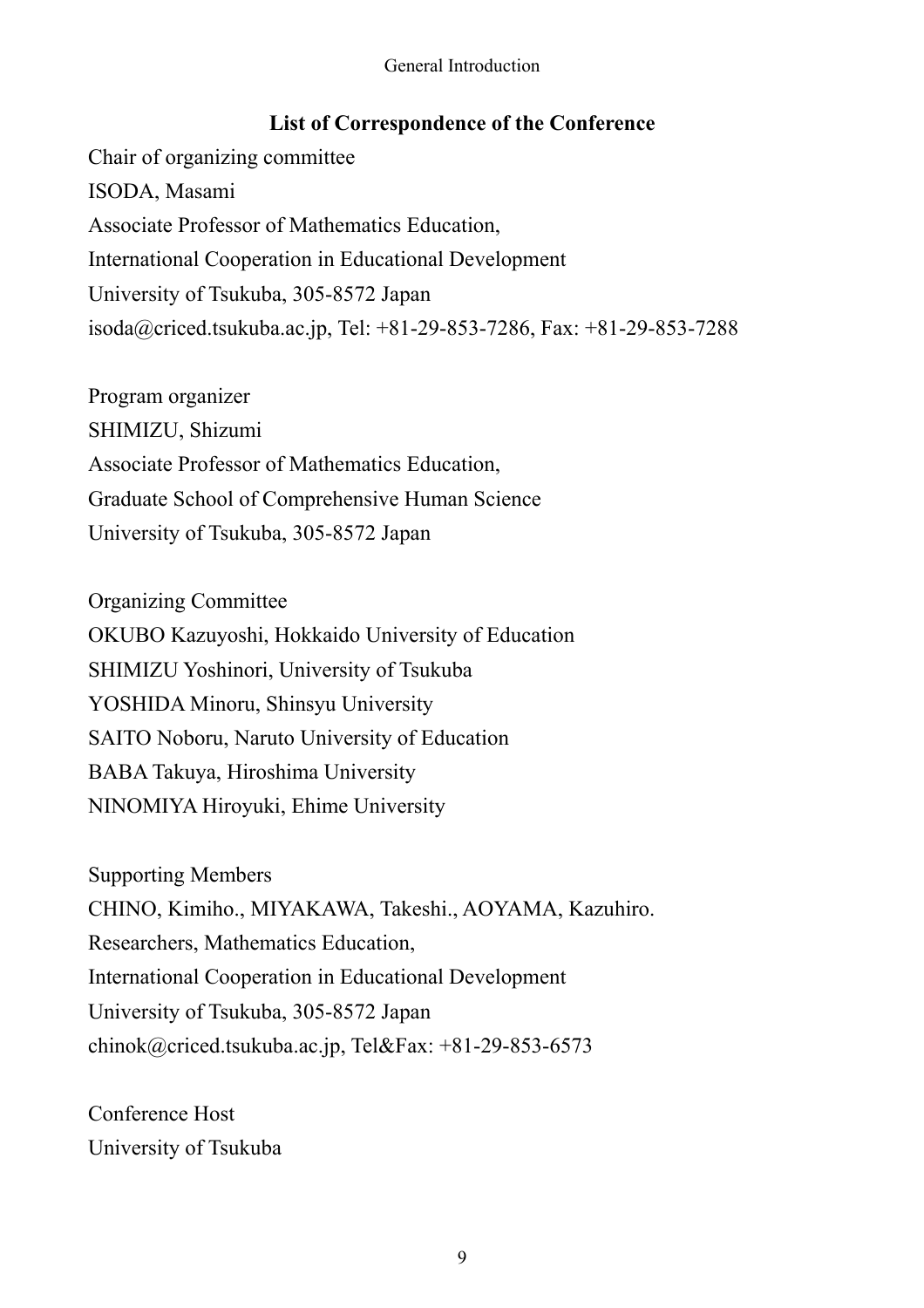## List of Correspondence of the Conference

Chair of organizing committee
ISODA, Masami
Associate Professor of Mathematics Education,
International Cooperation in Educational Development
University of Tsukuba, 305-8572 Japan
isoda@criced.tsukuba.ac.jp, Tel: +81-29-853-7286, Fax: +81-29-853-7288

Program organizer
SHIMIZU, Shizumi
Associate Professor of Mathematics Education,
Graduate School of Comprehensive Human Science
University of Tsukuba, 305-8572 Japan

Organizing Committee
OKUBO Kazuyoshi, Hokkaido University of Education
SHIMIZU Yoshinori, University of Tsukuba
YOSHIDA Minoru, Shinsyu University
SAITO Noboru, Naruto University of Education
BABA Takuya, Hiroshima University
NINOMIYA Hiroyuki, Ehime University

Supporting Members
CHINO, Kimiho., MIYAKAWA, Takeshi., AOYAMA, Kazuhiro.
Researchers, Mathematics Education,
International Cooperation in Educational Development
University of Tsukuba, 305-8572 Japan
chinok@criced.tsukuba.ac.jp, Tel&Fax: +81-29-853-6573

Conference Host
University of Tsukuba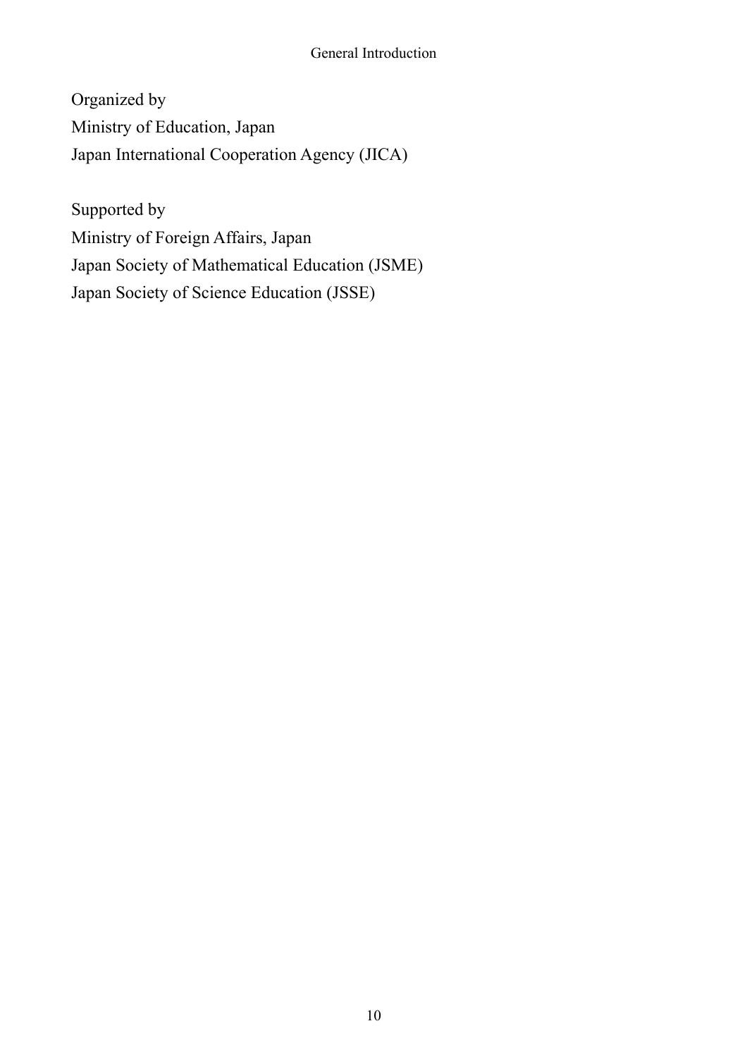Organized by
Ministry of Education, Japan
Japan International Cooperation Agency (JICA)

Supported by
Ministry of Foreign Affairs, Japan
Japan Society of Mathematical Education (JSME)
Japan Society of Science Education (JSSE)